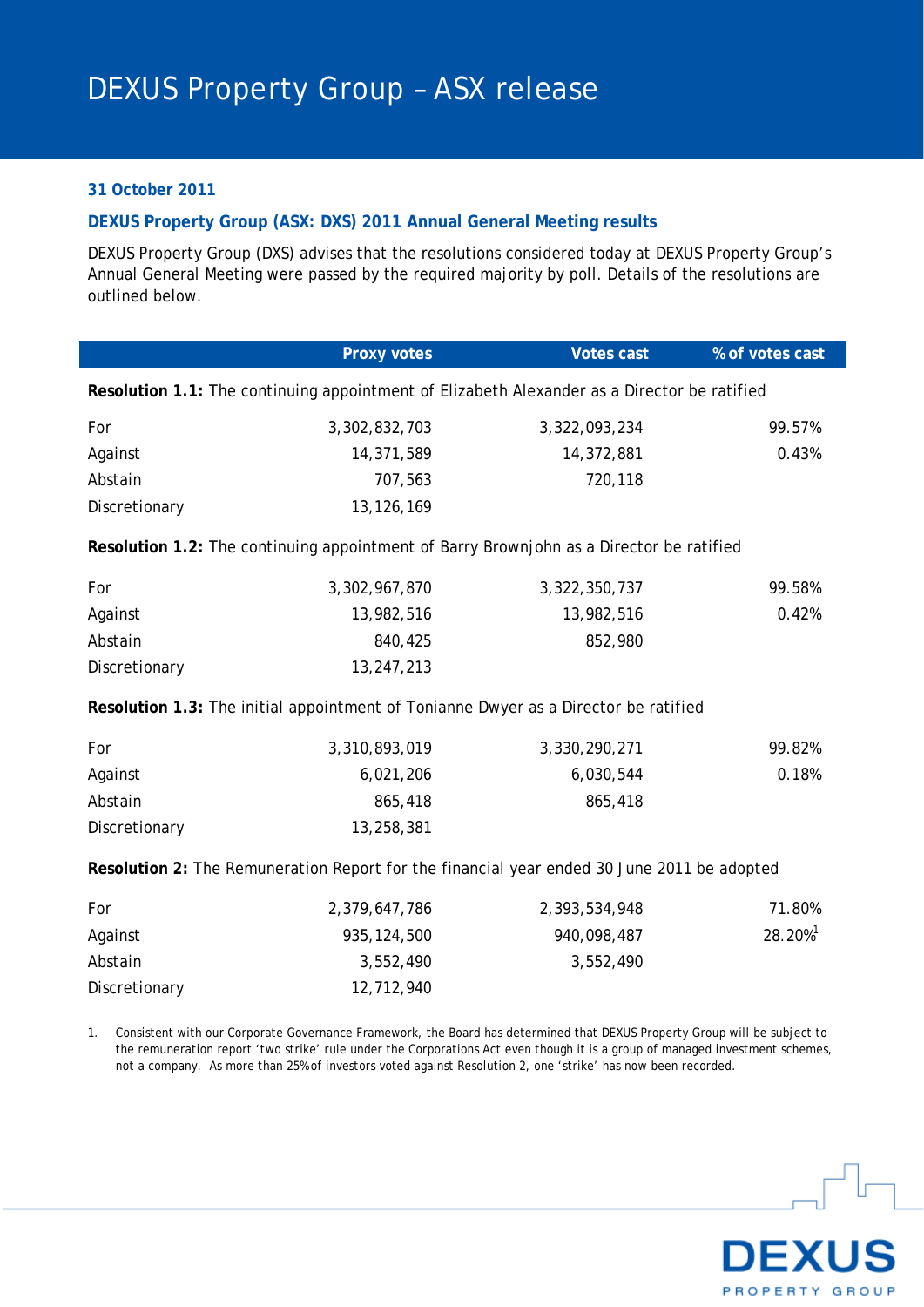# DEXUS Property Group – ASX release

**31 October 2011**

## DEXUS Property Group (ASX: DXS) 2011 Annual General Meeting results

DEXUS Property Group (DXS) advises that the resolutions considered today at DEXUS Property Group's Annual General Meeting were passed by the required majority by poll. Details of the resolutions are outlined below.

| | Proxy votes | Votes cast | % of votes cast |
|---|---|---|---|
| **Resolution 1.1:** The continuing appointment of Elizabeth Alexander as a Director be ratified | | | |
| For | 3,302,832,703 | 3,322,093,234 | 99.57% |
| Against | 14,371,589 | 14,372,881 | 0.43% |
| Abstain | 707,563 | 720,118 | |
| Discretionary | 13,126,169 | | |
| **Resolution 1.2:** The continuing appointment of Barry Brownjohn as a Director be ratified | | | |
| For | 3,302,967,870 | 3,322,350,737 | 99.58% |
| Against | 13,982,516 | 13,982,516 | 0.42% |
| Abstain | 840,425 | 852,980 | |
| Discretionary | 13,247,213 | | |
| **Resolution 1.3:** The initial appointment of Tonianne Dwyer as a Director be ratified | | | |
| For | 3,310,893,019 | 3,330,290,271 | 99.82% |
| Against | 6,021,206 | 6,030,544 | 0.18% |
| Abstain | 865,418 | 865,418 | |
| Discretionary | 13,258,381 | | |
| **Resolution 2:** The Remuneration Report for the financial year ended 30 June 2011 be adopted | | | |
| For | 2,379,647,786 | 2,393,534,948 | 71.80% |
| Against | 935,124,500 | 940,098,487 | 28.20%[1] |
| Abstain | 3,552,490 | 3,552,490 | |
| Discretionary | 12,712,940 | | |

1. Consistent with our Corporate Governance Framework, the Board has determined that DEXUS Property Group will be subject to the remuneration report 'two strike' rule under the Corporations Act even though it is a group of managed investment schemes, not a company. As more than 25% of investors voted against Resolution 2, one 'strike' has now been recorded.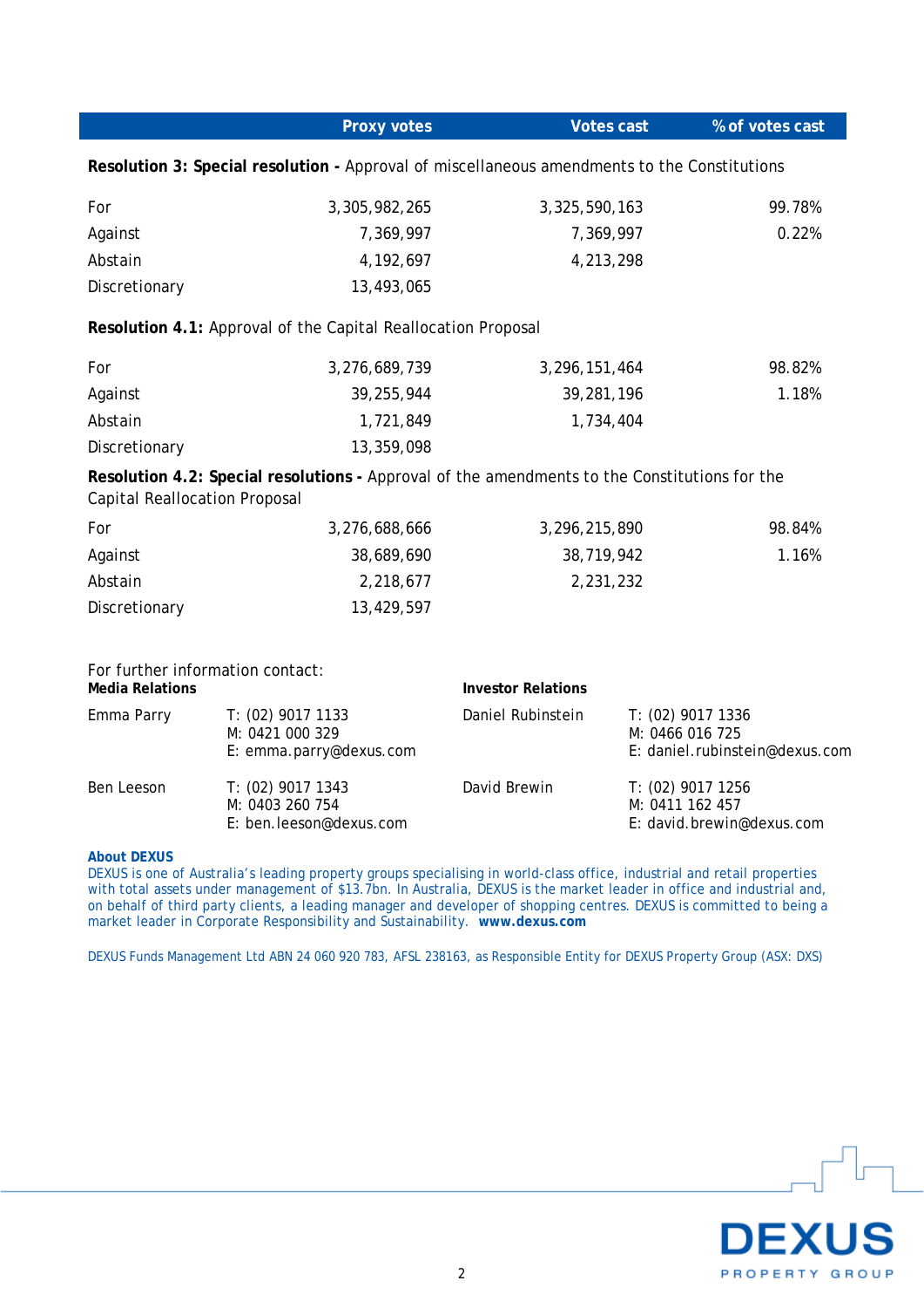| | Proxy votes | Votes cast | % of votes cast |
|---|---|---|---|
| **Resolution 3: Special resolution -** Approval of miscellaneous amendments to the Constitutions | | | |
| For | 3,305,982,265 | 3,325,590,163 | 99.78% |
| Against | 7,369,997 | 7,369,997 | 0.22% |
| Abstain | 4,192,697 | 4,213,298 | |
| Discretionary | 13,493,065 | | |
| **Resolution 4.1:** Approval of the Capital Reallocation Proposal | | | |
| For | 3,276,689,739 | 3,296,151,464 | 98.82% |
| Against | 39,255,944 | 39,281,196 | 1.18% |
| Abstain | 1,721,849 | 1,734,404 | |
| Discretionary | 13,359,098 | | |
| **Resolution 4.2: Special resolutions -** Approval of the amendments to the Constitutions for the Capital Reallocation Proposal | | | |
| For | 3,276,688,666 | 3,296,215,890 | 98.84% |
| Against | 38,689,690 | 38,719,942 | 1.16% |
| Abstain | 2,218,677 | 2,231,232 | |
| Discretionary | 13,429,597 | | |

For further information contact:

**Media Relations**

Emma Parry
T: (02) 9017 1133
M: 0421 000 329
E: emma.parry@dexus.com

Ben Leeson
T: (02) 9017 1343
M: 0403 260 754
E: ben.leeson@dexus.com

**Investor Relations**

Daniel Rubinstein
T: (02) 9017 1336
M: 0466 016 725
E: daniel.rubinstein@dexus.com

David Brewin
T: (02) 9017 1256
M: 0411 162 457
E: david.brewin@dexus.com

**About DEXUS**

DEXUS is one of Australia's leading property groups specialising in world-class office, industrial and retail properties with total assets under management of $13.7bn. In Australia, DEXUS is the market leader in office and industrial and, on behalf of third party clients, a leading manager and developer of shopping centres. DEXUS is committed to being a market leader in Corporate Responsibility and Sustainability. **www.dexus.com**

DEXUS Funds Management Ltd ABN 24 060 920 783, AFSL 238163, as Responsible Entity for DEXUS Property Group (ASX: DXS)

DEXUS PROPERTY GROUP